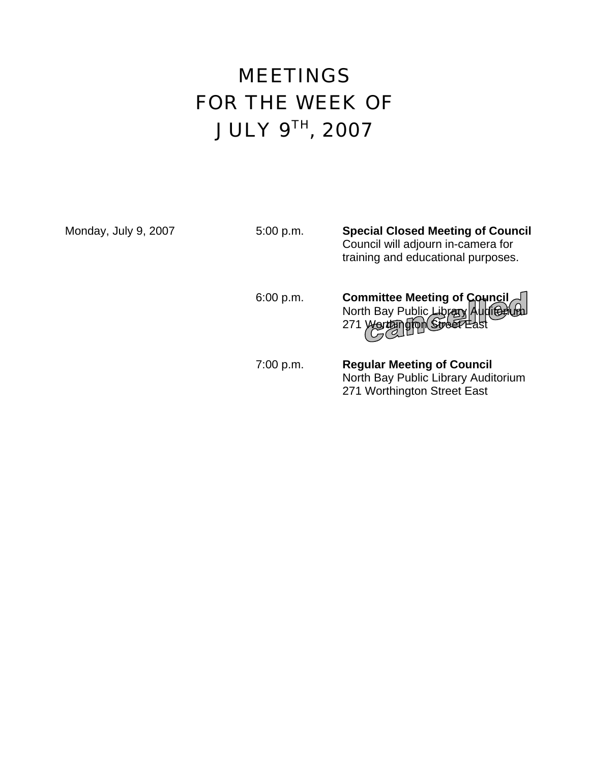# MEETINGS
# FOR THE WEEK OF
# JULY 9TH, 2007

| | | |
|---|---|---|
| Monday, July 9, 2007 | 5:00 p.m. | **Special Closed Meeting of Council**<br>Council will adjourn in-camera for training and educational purposes. |
| | 6:00 p.m. | **Committee Meeting of Council**<br>North Bay Public Library Auditorium<br>271 Worthington Street East<br>*cancelled* |
| | 7:00 p.m. | **Regular Meeting of Council**<br>North Bay Public Library Auditorium<br>271 Worthington Street East |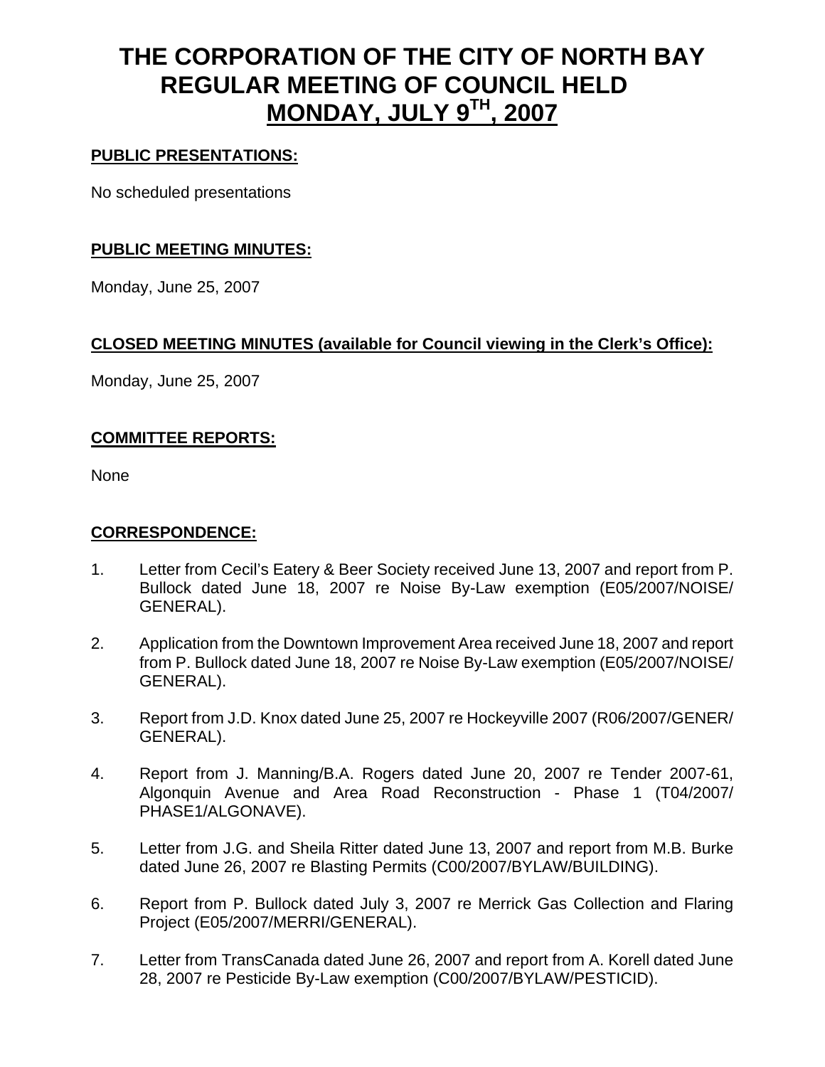# THE CORPORATION OF THE CITY OF NORTH BAY REGULAR MEETING OF COUNCIL HELD MONDAY, JULY 9TH, 2007

**PUBLIC PRESENTATIONS:**

No scheduled presentations

**PUBLIC MEETING MINUTES:**

Monday, June 25, 2007

**CLOSED MEETING MINUTES (available for Council viewing in the Clerk's Office):**

Monday, June 25, 2007

**COMMITTEE REPORTS:**

None

**CORRESPONDENCE:**

1. Letter from Cecil's Eatery & Beer Society received June 13, 2007 and report from P. Bullock dated June 18, 2007 re Noise By-Law exemption (E05/2007/NOISE/GENERAL).

2. Application from the Downtown Improvement Area received June 18, 2007 and report from P. Bullock dated June 18, 2007 re Noise By-Law exemption (E05/2007/NOISE/GENERAL).

3. Report from J.D. Knox dated June 25, 2007 re Hockeyville 2007 (R06/2007/GENER/GENERAL).

4. Report from J. Manning/B.A. Rogers dated June 20, 2007 re Tender 2007-61, Algonquin Avenue and Area Road Reconstruction - Phase 1 (T04/2007/PHASE1/ALGONAVE).

5. Letter from J.G. and Sheila Ritter dated June 13, 2007 and report from M.B. Burke dated June 26, 2007 re Blasting Permits (C00/2007/BYLAW/BUILDING).

6. Report from P. Bullock dated July 3, 2007 re Merrick Gas Collection and Flaring Project (E05/2007/MERRI/GENERAL).

7. Letter from TransCanada dated June 26, 2007 and report from A. Korell dated June 28, 2007 re Pesticide By-Law exemption (C00/2007/BYLAW/PESTICID).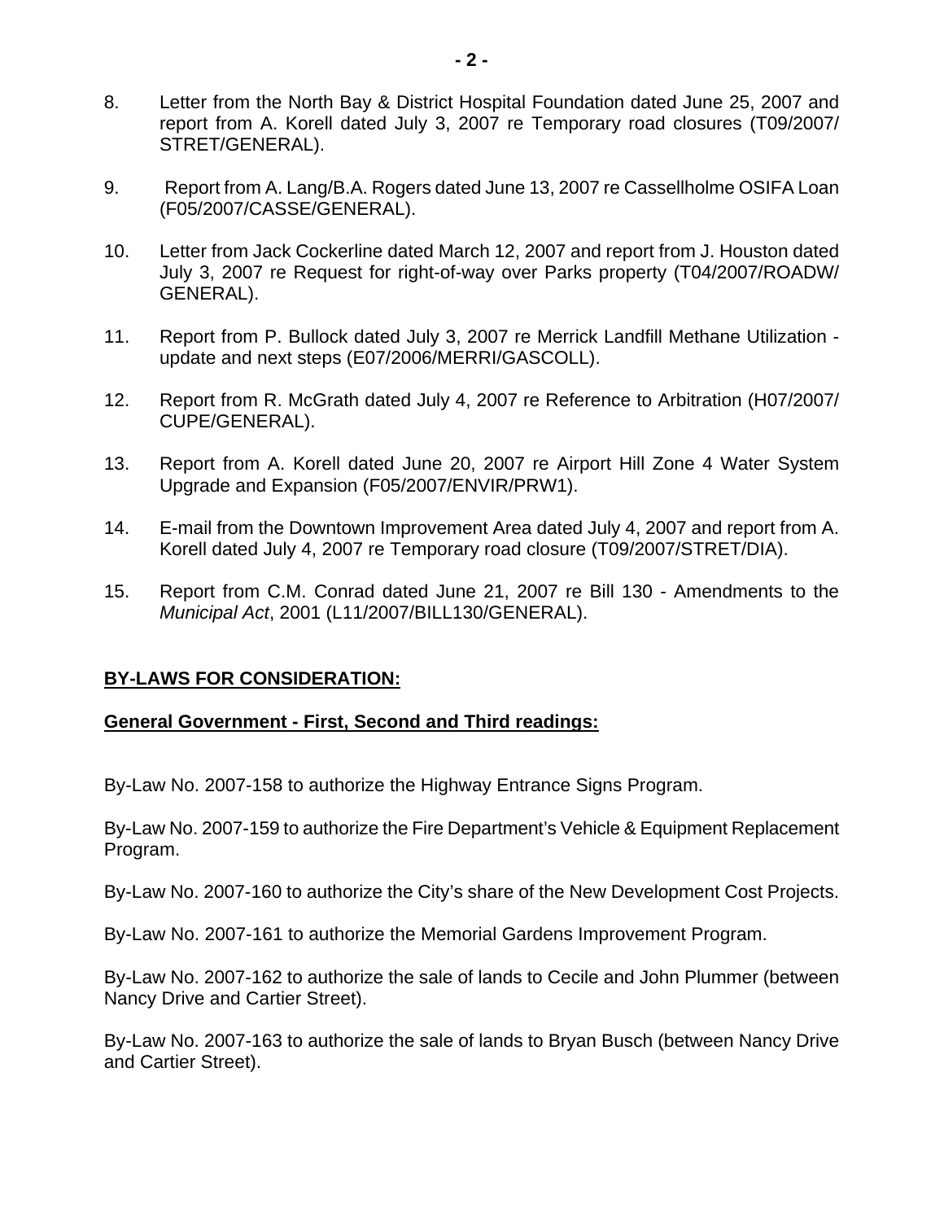8. Letter from the North Bay & District Hospital Foundation dated June 25, 2007 and report from A. Korell dated July 3, 2007 re Temporary road closures (T09/2007/STRET/GENERAL).

9. Report from A. Lang/B.A. Rogers dated June 13, 2007 re Cassellholme OSIFA Loan (F05/2007/CASSE/GENERAL).

10. Letter from Jack Cockerline dated March 12, 2007 and report from J. Houston dated July 3, 2007 re Request for right-of-way over Parks property (T04/2007/ROADW/GENERAL).

11. Report from P. Bullock dated July 3, 2007 re Merrick Landfill Methane Utilization - update and next steps (E07/2006/MERRI/GASCOLL).

12. Report from R. McGrath dated July 4, 2007 re Reference to Arbitration (H07/2007/CUPE/GENERAL).

13. Report from A. Korell dated June 20, 2007 re Airport Hill Zone 4 Water System Upgrade and Expansion (F05/2007/ENVIR/PRW1).

14. E-mail from the Downtown Improvement Area dated July 4, 2007 and report from A. Korell dated July 4, 2007 re Temporary road closure (T09/2007/STRET/DIA).

15. Report from C.M. Conrad dated June 21, 2007 re Bill 130 - Amendments to the *Municipal Act*, 2001 (L11/2007/BILL130/GENERAL).

## **BY-LAWS FOR CONSIDERATION:**

### **General Government - First, Second and Third readings:**

By-Law No. 2007-158 to authorize the Highway Entrance Signs Program.

By-Law No. 2007-159 to authorize the Fire Department's Vehicle & Equipment Replacement Program.

By-Law No. 2007-160 to authorize the City's share of the New Development Cost Projects.

By-Law No. 2007-161 to authorize the Memorial Gardens Improvement Program.

By-Law No. 2007-162 to authorize the sale of lands to Cecile and John Plummer (between Nancy Drive and Cartier Street).

By-Law No. 2007-163 to authorize the sale of lands to Bryan Busch (between Nancy Drive and Cartier Street).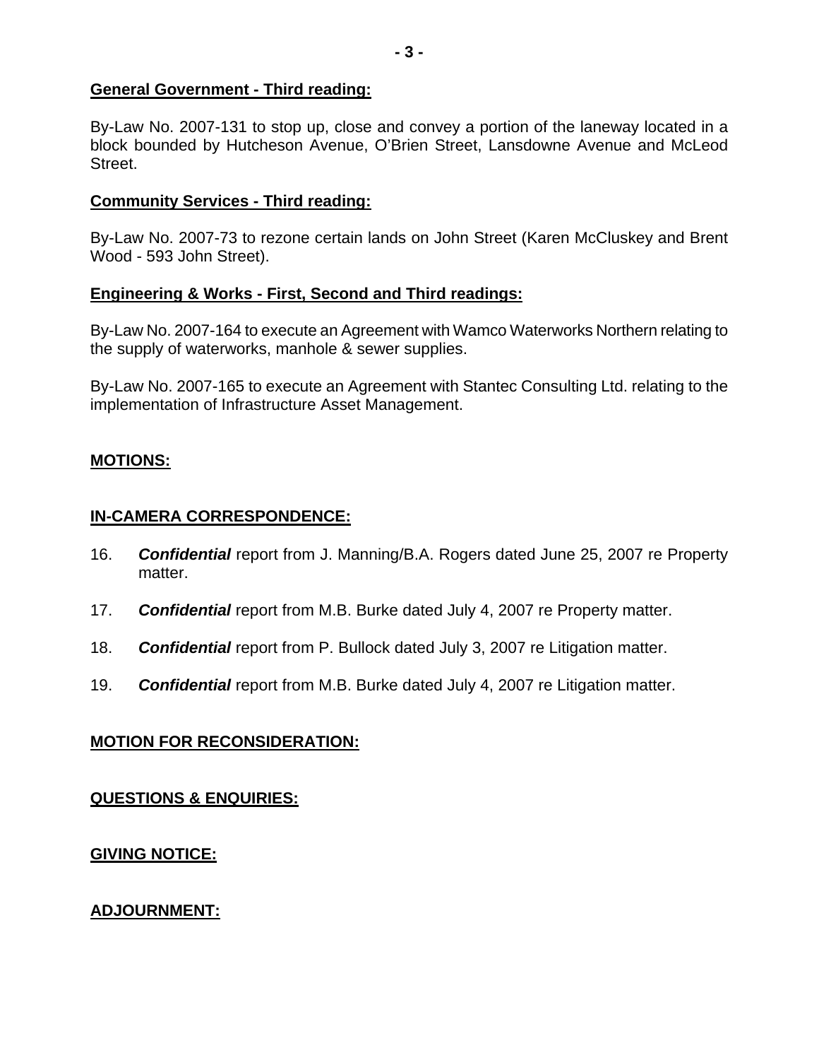**General Government - Third reading:**

By-Law No. 2007-131 to stop up, close and convey a portion of the laneway located in a block bounded by Hutcheson Avenue, O'Brien Street, Lansdowne Avenue and McLeod Street.

**Community Services - Third reading:**

By-Law No. 2007-73 to rezone certain lands on John Street (Karen McCluskey and Brent Wood - 593 John Street).

**Engineering & Works - First, Second and Third readings:**

By-Law No. 2007-164 to execute an Agreement with Wamco Waterworks Northern relating to the supply of waterworks, manhole & sewer supplies.

By-Law No. 2007-165 to execute an Agreement with Stantec Consulting Ltd. relating to the implementation of Infrastructure Asset Management.

**MOTIONS:**

**IN-CAMERA CORRESPONDENCE:**

16. ***Confidential*** report from J. Manning/B.A. Rogers dated June 25, 2007 re Property matter.

17. ***Confidential*** report from M.B. Burke dated July 4, 2007 re Property matter.

18. ***Confidential*** report from P. Bullock dated July 3, 2007 re Litigation matter.

19. ***Confidential*** report from M.B. Burke dated July 4, 2007 re Litigation matter.

**MOTION FOR RECONSIDERATION:**

**QUESTIONS & ENQUIRIES:**

**GIVING NOTICE:**

**ADJOURNMENT:**